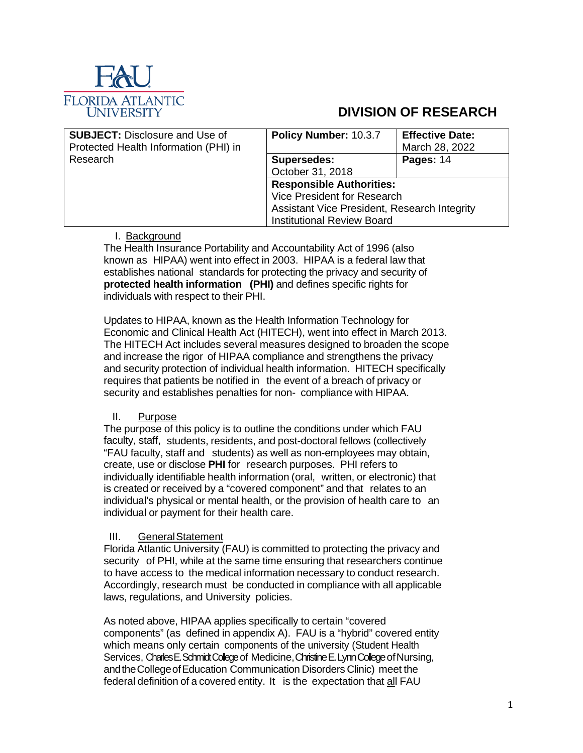FAU
FLORIDA ATLANTIC UNIVERSITY

# DIVISION OF RESEARCH

| **SUBJECT:** Disclosure and Use of Protected Health Information (PHI) in Research | **Policy Number:** 10.3.7 | **Effective Date:** March 28, 2022 |
|---|---|---|
| | **Supersedes:** October 31, 2018 | **Pages:** 14 |
| | **Responsible Authorities:** Vice President for Research Assistant Vice President, Research Integrity Institutional Review Board | |

## I. Background

The Health Insurance Portability and Accountability Act of 1996 (also known as HIPAA) went into effect in 2003. HIPAA is a federal law that establishes national standards for protecting the privacy and security of **protected health information (PHI)** and defines specific rights for individuals with respect to their PHI.

Updates to HIPAA, known as the Health Information Technology for Economic and Clinical Health Act (HITECH), went into effect in March 2013. The HITECH Act includes several measures designed to broaden the scope and increase the rigor of HIPAA compliance and strengthens the privacy and security protection of individual health information. HITECH specifically requires that patients be notified in the event of a breach of privacy or security and establishes penalties for non- compliance with HIPAA.

## II. Purpose

The purpose of this policy is to outline the conditions under which FAU faculty, staff, students, residents, and post-doctoral fellows (collectively "FAU faculty, staff and students) as well as non-employees may obtain, create, use or disclose **PHI** for research purposes. PHI refers to individually identifiable health information (oral, written, or electronic) that is created or received by a "covered component" and that relates to an individual's physical or mental health, or the provision of health care to an individual or payment for their health care.

## III. General Statement

Florida Atlantic University (FAU) is committed to protecting the privacy and security of PHI, while at the same time ensuring that researchers continue to have access to the medical information necessary to conduct research. Accordingly, research must be conducted in compliance with all applicable laws, regulations, and University policies.

As noted above, HIPAA applies specifically to certain "covered components" (as defined in appendix A). FAU is a "hybrid" covered entity which means only certain components of the university (Student Health Services, Charles E. Schmidt College of Medicine, Christine E. Lynn College of Nursing, and the College of Education Communication Disorders Clinic) meet the federal definition of a covered entity. It is the expectation that all FAU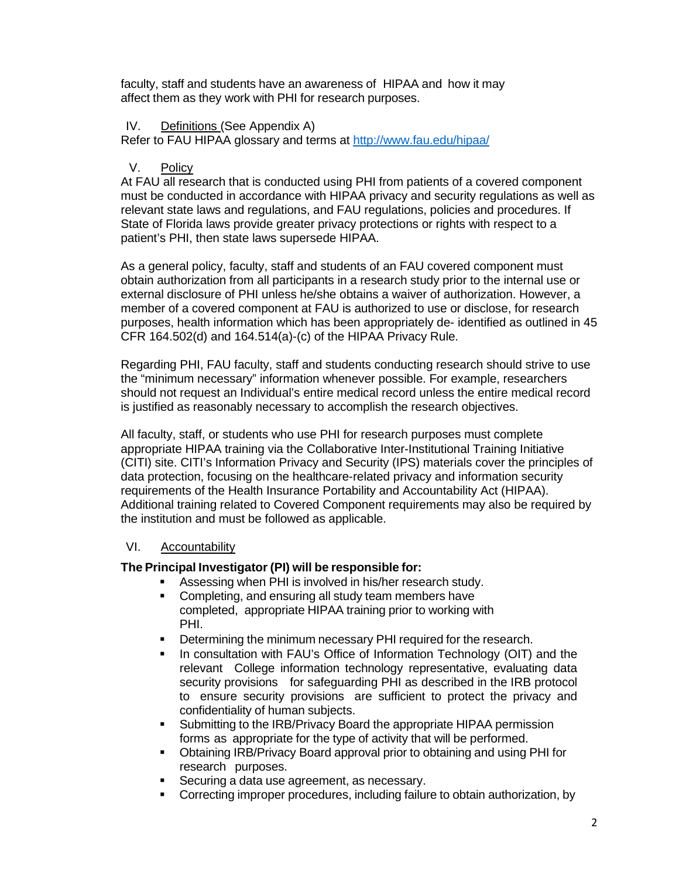faculty, staff and students have an awareness of HIPAA and how it may affect them as they work with PHI for research purposes.

## IV. Definitions (See Appendix A)

Refer to FAU HIPAA glossary and terms at http://www.fau.edu/hipaa/

## V. Policy

At FAU all research that is conducted using PHI from patients of a covered component must be conducted in accordance with HIPAA privacy and security regulations as well as relevant state laws and regulations, and FAU regulations, policies and procedures. If State of Florida laws provide greater privacy protections or rights with respect to a patient's PHI, then state laws supersede HIPAA.

As a general policy, faculty, staff and students of an FAU covered component must obtain authorization from all participants in a research study prior to the internal use or external disclosure of PHI unless he/she obtains a waiver of authorization. However, a member of a covered component at FAU is authorized to use or disclose, for research purposes, health information which has been appropriately de- identified as outlined in 45 CFR 164.502(d) and 164.514(a)-(c) of the HIPAA Privacy Rule.

Regarding PHI, FAU faculty, staff and students conducting research should strive to use the "minimum necessary" information whenever possible. For example, researchers should not request an Individual's entire medical record unless the entire medical record is justified as reasonably necessary to accomplish the research objectives.

All faculty, staff, or students who use PHI for research purposes must complete appropriate HIPAA training via the Collaborative Inter-Institutional Training Initiative (CITI) site. CITI's Information Privacy and Security (IPS) materials cover the principles of data protection, focusing on the healthcare-related privacy and information security requirements of the Health Insurance Portability and Accountability Act (HIPAA). Additional training related to Covered Component requirements may also be required by the institution and must be followed as applicable.

## VI. Accountability

**The Principal Investigator (PI) will be responsible for:**

- Assessing when PHI is involved in his/her research study.
- Completing, and ensuring all study team members have completed, appropriate HIPAA training prior to working with PHI.
- Determining the minimum necessary PHI required for the research.
- In consultation with FAU's Office of Information Technology (OIT) and the relevant College information technology representative, evaluating data security provisions for safeguarding PHI as described in the IRB protocol to ensure security provisions are sufficient to protect the privacy and confidentiality of human subjects.
- Submitting to the IRB/Privacy Board the appropriate HIPAA permission forms as appropriate for the type of activity that will be performed.
- Obtaining IRB/Privacy Board approval prior to obtaining and using PHI for research purposes.
- Securing a data use agreement, as necessary.
- Correcting improper procedures, including failure to obtain authorization, by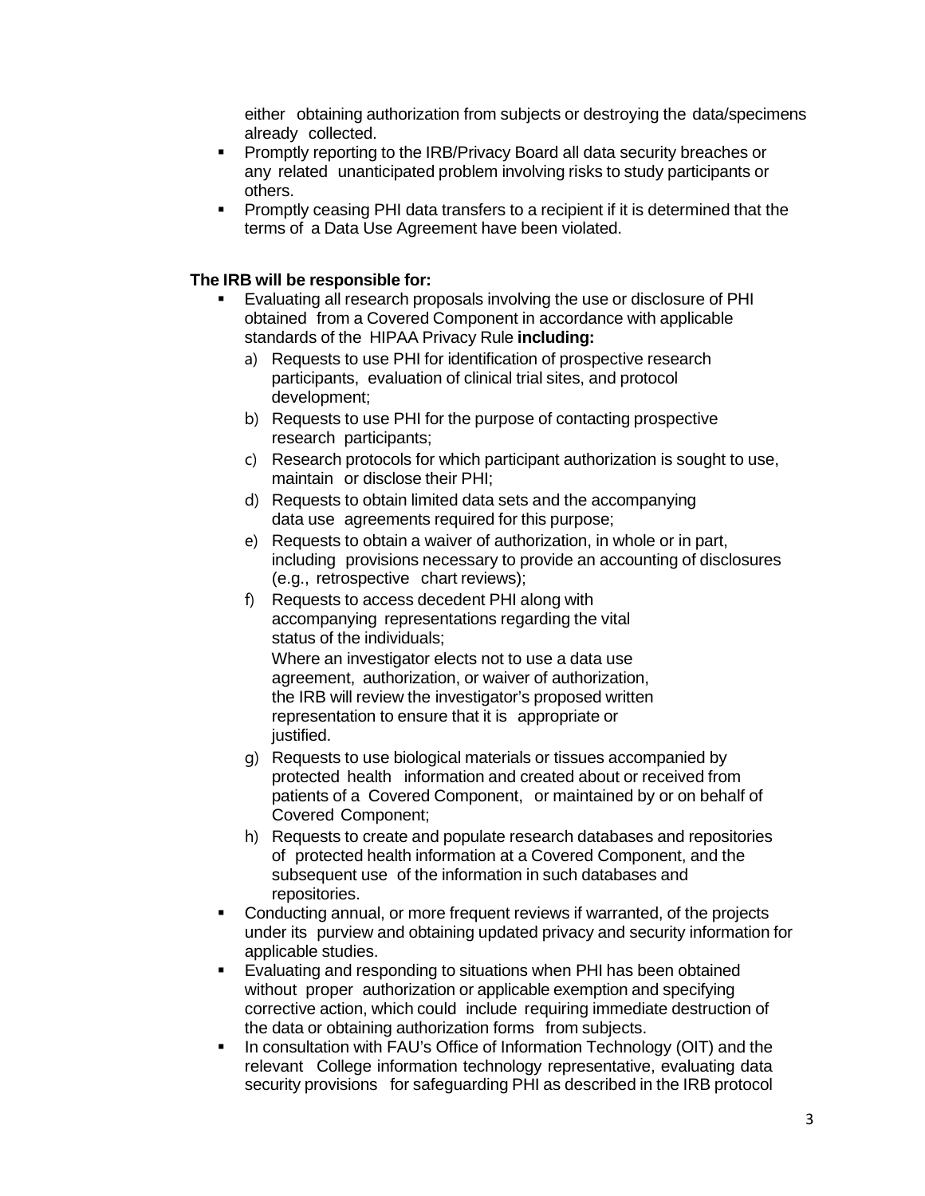either obtaining authorization from subjects or destroying the data/specimens already collected.

- Promptly reporting to the IRB/Privacy Board all data security breaches or any related unanticipated problem involving risks to study participants or others.
- Promptly ceasing PHI data transfers to a recipient if it is determined that the terms of a Data Use Agreement have been violated.

**The IRB will be responsible for:**

- Evaluating all research proposals involving the use or disclosure of PHI obtained from a Covered Component in accordance with applicable standards of the HIPAA Privacy Rule **including:**
  a) Requests to use PHI for identification of prospective research participants, evaluation of clinical trial sites, and protocol development;
  b) Requests to use PHI for the purpose of contacting prospective research participants;
  c) Research protocols for which participant authorization is sought to use, maintain or disclose their PHI;
  d) Requests to obtain limited data sets and the accompanying data use agreements required for this purpose;
  e) Requests to obtain a waiver of authorization, in whole or in part, including provisions necessary to provide an accounting of disclosures (e.g., retrospective chart reviews);
  f) Requests to access decedent PHI along with accompanying representations regarding the vital status of the individuals;

     Where an investigator elects not to use a data use agreement, authorization, or waiver of authorization, the IRB will review the investigator's proposed written representation to ensure that it is appropriate or justified.
  g) Requests to use biological materials or tissues accompanied by protected health information and created about or received from patients of a Covered Component, or maintained by or on behalf of Covered Component;
  h) Requests to create and populate research databases and repositories of protected health information at a Covered Component, and the subsequent use of the information in such databases and repositories.
- Conducting annual, or more frequent reviews if warranted, of the projects under its purview and obtaining updated privacy and security information for applicable studies.
- Evaluating and responding to situations when PHI has been obtained without proper authorization or applicable exemption and specifying corrective action, which could include requiring immediate destruction of the data or obtaining authorization forms from subjects.
- In consultation with FAU's Office of Information Technology (OIT) and the relevant College information technology representative, evaluating data security provisions for safeguarding PHI as described in the IRB protocol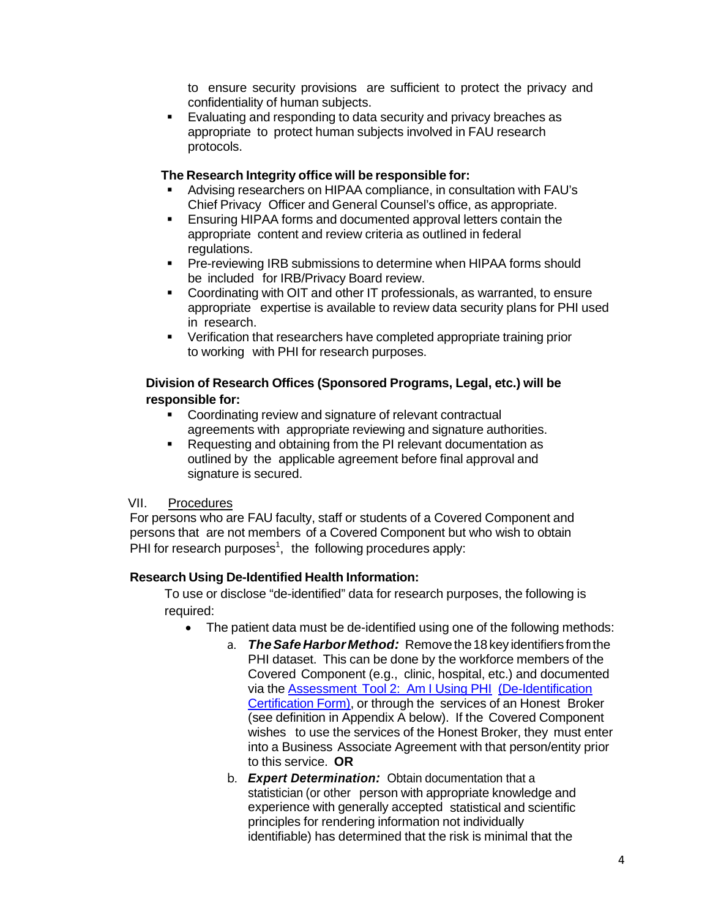to ensure security provisions are sufficient to protect the privacy and confidentiality of human subjects.

- Evaluating and responding to data security and privacy breaches as appropriate to protect human subjects involved in FAU research protocols.

**The Research Integrity office will be responsible for:**

- Advising researchers on HIPAA compliance, in consultation with FAU's Chief Privacy Officer and General Counsel's office, as appropriate.
- Ensuring HIPAA forms and documented approval letters contain the appropriate content and review criteria as outlined in federal regulations.
- Pre-reviewing IRB submissions to determine when HIPAA forms should be included for IRB/Privacy Board review.
- Coordinating with OIT and other IT professionals, as warranted, to ensure appropriate expertise is available to review data security plans for PHI used in research.
- Verification that researchers have completed appropriate training prior to working with PHI for research purposes.

**Division of Research Offices (Sponsored Programs, Legal, etc.) will be responsible for:**

- Coordinating review and signature of relevant contractual agreements with appropriate reviewing and signature authorities.
- Requesting and obtaining from the PI relevant documentation as outlined by the applicable agreement before final approval and signature is secured.

## VII. Procedures

For persons who are FAU faculty, staff or students of a Covered Component and persons that are not members of a Covered Component but who wish to obtain PHI for research purposes[1], the following procedures apply:

**Research Using De-Identified Health Information:**

To use or disclose "de-identified" data for research purposes, the following is required:

- The patient data must be de-identified using one of the following methods:
  a. ***The Safe Harbor Method:*** Remove the 18 key identifiers from the PHI dataset. This can be done by the workforce members of the Covered Component (e.g., clinic, hospital, etc.) and documented via the Assessment Tool 2: Am I Using PHI (De-Identification Certification Form), or through the services of an Honest Broker (see definition in Appendix A below). If the Covered Component wishes to use the services of the Honest Broker, they must enter into a Business Associate Agreement with that person/entity prior to this service. **OR**
  b. ***Expert Determination:*** Obtain documentation that a statistician (or other person with appropriate knowledge and experience with generally accepted statistical and scientific principles for rendering information not individually identifiable) has determined that the risk is minimal that the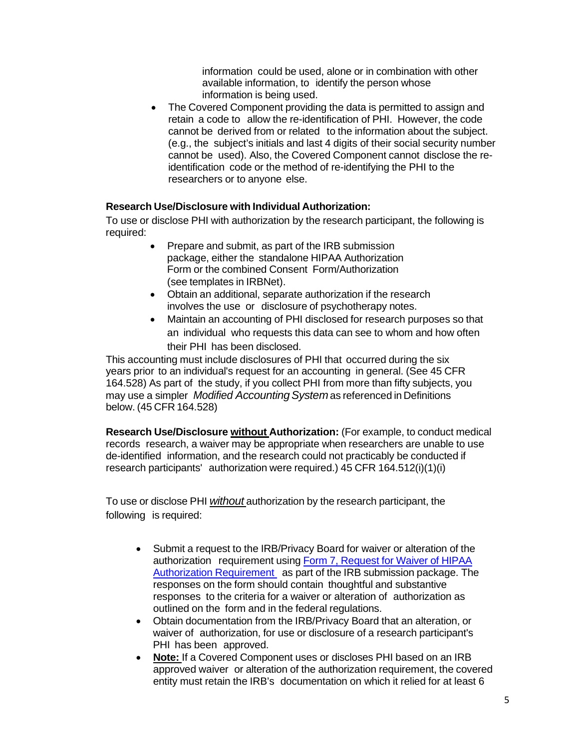information could be used, alone or in combination with other available information, to identify the person whose information is being used.

- The Covered Component providing the data is permitted to assign and retain a code to allow the re-identification of PHI. However, the code cannot be derived from or related to the information about the subject. (e.g., the subject's initials and last 4 digits of their social security number cannot be used). Also, the Covered Component cannot disclose the re-identification code or the method of re-identifying the PHI to the researchers or to anyone else.

**Research Use/Disclosure with Individual Authorization:**

To use or disclose PHI with authorization by the research participant, the following is required:

- Prepare and submit, as part of the IRB submission package, either the standalone HIPAA Authorization Form or the combined Consent Form/Authorization (see templates in IRBNet).
- Obtain an additional, separate authorization if the research involves the use or disclosure of psychotherapy notes.
- Maintain an accounting of PHI disclosed for research purposes so that an individual who requests this data can see to whom and how often their PHI has been disclosed.

This accounting must include disclosures of PHI that occurred during the six years prior to an individual's request for an accounting in general. (See 45 CFR 164.528) As part of the study, if you collect PHI from more than fifty subjects, you may use a simpler *Modified Accounting System* as referenced in Definitions below. (45 CFR 164.528)

**Research Use/Disclosure <u>without</u> Authorization:** (For example, to conduct medical records research, a waiver may be appropriate when researchers are unable to use de-identified information, and the research could not practicably be conducted if research participants' authorization were required.) 45 CFR 164.512(i)(1)(i)

To use or disclose PHI *<u>without</u>* authorization by the research participant, the following is required:

- Submit a request to the IRB/Privacy Board for waiver or alteration of the authorization requirement using Form 7, Request for Waiver of HIPAA Authorization Requirement as part of the IRB submission package. The responses on the form should contain thoughtful and substantive responses to the criteria for a waiver or alteration of authorization as outlined on the form and in the federal regulations.
- Obtain documentation from the IRB/Privacy Board that an alteration, or waiver of authorization, for use or disclosure of a research participant's PHI has been approved.
- **<u>Note:</u>** If a Covered Component uses or discloses PHI based on an IRB approved waiver or alteration of the authorization requirement, the covered entity must retain the IRB's documentation on which it relied for at least 6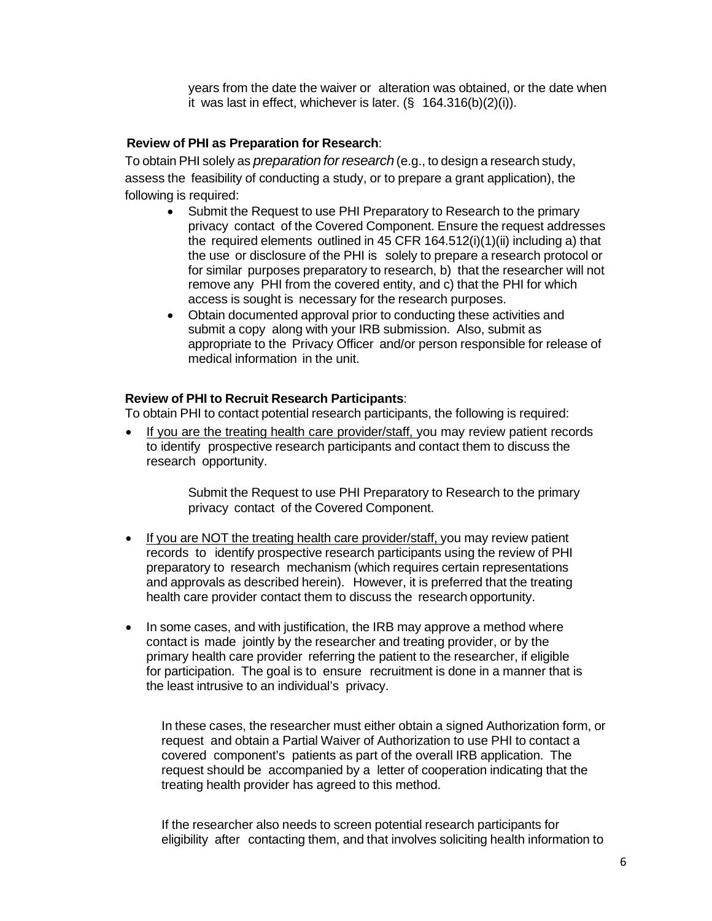years from the date the waiver or alteration was obtained, or the date when it was last in effect, whichever is later. (§ 164.316(b)(2)(i)).

**Review of PHI as Preparation for Research**:

To obtain PHI solely as *preparation for research* (e.g., to design a research study, assess the feasibility of conducting a study, or to prepare a grant application), the following is required:

- Submit the Request to use PHI Preparatory to Research to the primary privacy contact of the Covered Component. Ensure the request addresses the required elements outlined in 45 CFR 164.512(i)(1)(ii) including a) that the use or disclosure of the PHI is solely to prepare a research protocol or for similar purposes preparatory to research, b) that the researcher will not remove any PHI from the covered entity, and c) that the PHI for which access is sought is necessary for the research purposes.
- Obtain documented approval prior to conducting these activities and submit a copy along with your IRB submission. Also, submit as appropriate to the Privacy Officer and/or person responsible for release of medical information in the unit.

**Review of PHI to Recruit Research Participants**:

To obtain PHI to contact potential research participants, the following is required:

- <u>If you are the treating health care provider/staff,</u> you may review patient records to identify prospective research participants and contact them to discuss the research opportunity.

  Submit the Request to use PHI Preparatory to Research to the primary privacy contact of the Covered Component.

- <u>If you are NOT the treating health care provider/staff,</u> you may review patient records to identify prospective research participants using the review of PHI preparatory to research mechanism (which requires certain representations and approvals as described herein). However, it is preferred that the treating health care provider contact them to discuss the research opportunity.

- In some cases, and with justification, the IRB may approve a method where contact is made jointly by the researcher and treating provider, or by the primary health care provider referring the patient to the researcher, if eligible for participation. The goal is to ensure recruitment is done in a manner that is the least intrusive to an individual's privacy.

  In these cases, the researcher must either obtain a signed Authorization form, or request and obtain a Partial Waiver of Authorization to use PHI to contact a covered component's patients as part of the overall IRB application. The request should be accompanied by a letter of cooperation indicating that the treating health provider has agreed to this method.

  If the researcher also needs to screen potential research participants for eligibility after contacting them, and that involves soliciting health information to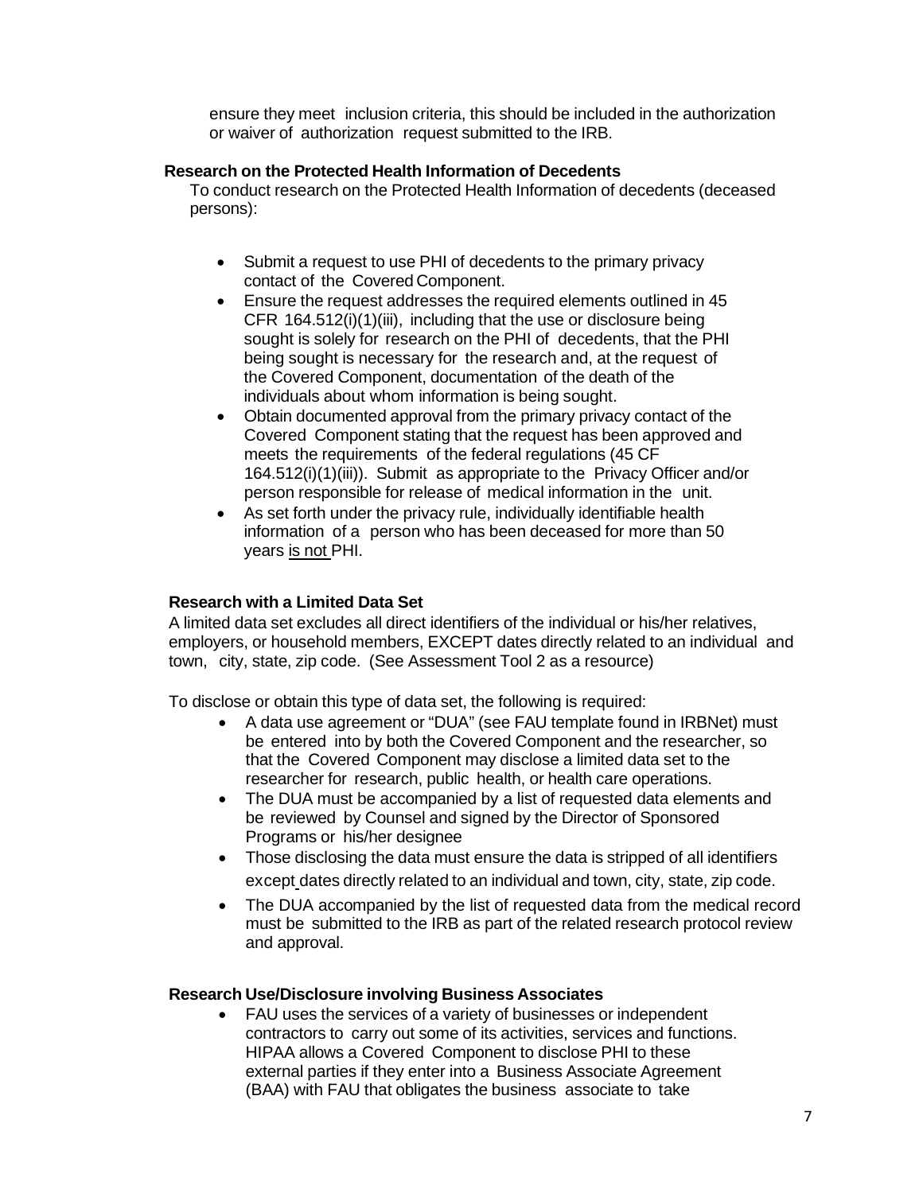ensure they meet inclusion criteria, this should be included in the authorization or waiver of authorization request submitted to the IRB.

**Research on the Protected Health Information of Decedents**

To conduct research on the Protected Health Information of decedents (deceased persons):

- Submit a request to use PHI of decedents to the primary privacy contact of the Covered Component.
- Ensure the request addresses the required elements outlined in 45 CFR 164.512(i)(1)(iii), including that the use or disclosure being sought is solely for research on the PHI of decedents, that the PHI being sought is necessary for the research and, at the request of the Covered Component, documentation of the death of the individuals about whom information is being sought.
- Obtain documented approval from the primary privacy contact of the Covered Component stating that the request has been approved and meets the requirements of the federal regulations (45 CF 164.512(i)(1)(iii)). Submit as appropriate to the Privacy Officer and/or person responsible for release of medical information in the unit.
- As set forth under the privacy rule, individually identifiable health information of a person who has been deceased for more than 50 years is not PHI.

**Research with a Limited Data Set**

A limited data set excludes all direct identifiers of the individual or his/her relatives, employers, or household members, EXCEPT dates directly related to an individual and town, city, state, zip code. (See Assessment Tool 2 as a resource)

To disclose or obtain this type of data set, the following is required:

- A data use agreement or "DUA" (see FAU template found in IRBNet) must be entered into by both the Covered Component and the researcher, so that the Covered Component may disclose a limited data set to the researcher for research, public health, or health care operations.
- The DUA must be accompanied by a list of requested data elements and be reviewed by Counsel and signed by the Director of Sponsored Programs or his/her designee
- Those disclosing the data must ensure the data is stripped of all identifiers except dates directly related to an individual and town, city, state, zip code.
- The DUA accompanied by the list of requested data from the medical record must be submitted to the IRB as part of the related research protocol review and approval.

**Research Use/Disclosure involving Business Associates**

- FAU uses the services of a variety of businesses or independent contractors to carry out some of its activities, services and functions. HIPAA allows a Covered Component to disclose PHI to these external parties if they enter into a Business Associate Agreement (BAA) with FAU that obligates the business associate to take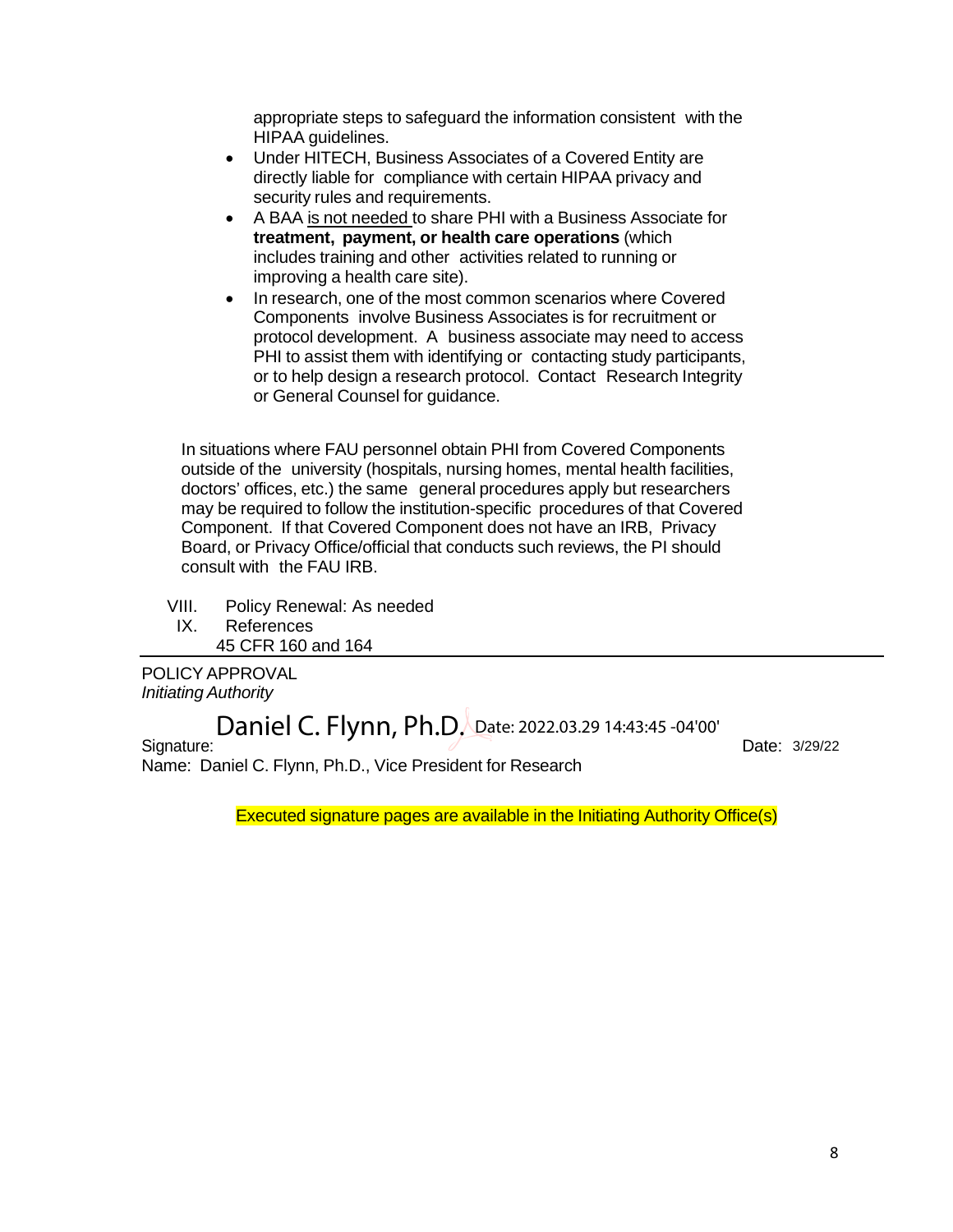appropriate steps to safeguard the information consistent with the HIPAA guidelines.

- Under HITECH, Business Associates of a Covered Entity are directly liable for compliance with certain HIPAA privacy and security rules and requirements.
- A BAA is not needed to share PHI with a Business Associate for **treatment, payment, or health care operations** (which includes training and other activities related to running or improving a health care site).
- In research, one of the most common scenarios where Covered Components involve Business Associates is for recruitment or protocol development. A business associate may need to access PHI to assist them with identifying or contacting study participants, or to help design a research protocol. Contact Research Integrity or General Counsel for guidance.

In situations where FAU personnel obtain PHI from Covered Components outside of the university (hospitals, nursing homes, mental health facilities, doctors' offices, etc.) the same general procedures apply but researchers may be required to follow the institution-specific procedures of that Covered Component. If that Covered Component does not have an IRB, Privacy Board, or Privacy Office/official that conducts such reviews, the PI should consult with the FAU IRB.

VIII. Policy Renewal: As needed

IX. References
45 CFR 160 and 164

---

POLICY APPROVAL
*Initiating Authority*

Signature: Daniel C. Flynn, Ph.D. Date: 2022.03.29 14:43:45 -04'00' Date: 3/29/22

Name: Daniel C. Flynn, Ph.D., Vice President for Research

Executed signature pages are available in the Initiating Authority Office(s)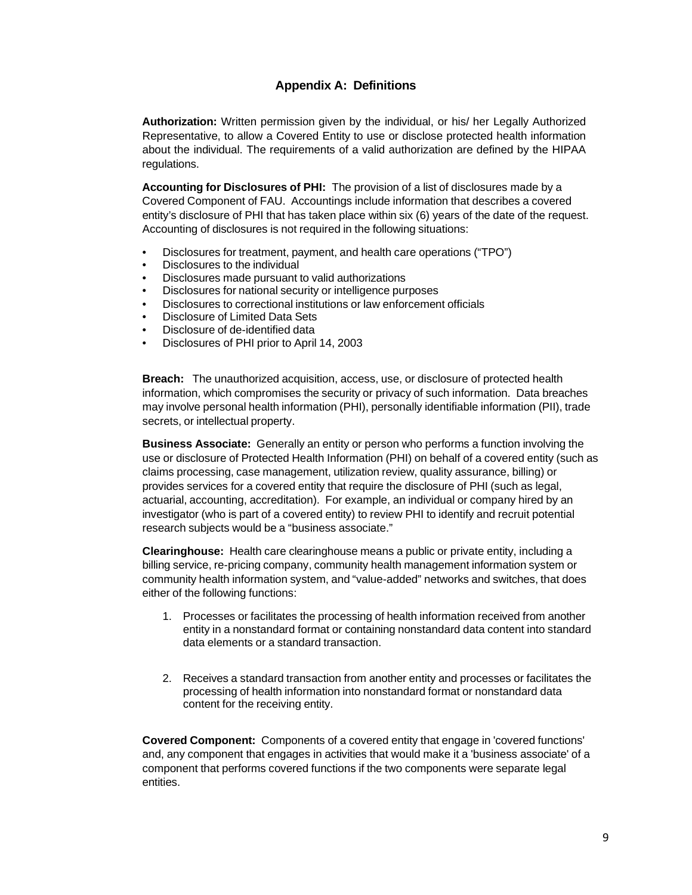## Appendix A: Definitions

**Authorization:** Written permission given by the individual, or his/ her Legally Authorized Representative, to allow a Covered Entity to use or disclose protected health information about the individual. The requirements of a valid authorization are defined by the HIPAA regulations.

**Accounting for Disclosures of PHI:** The provision of a list of disclosures made by a Covered Component of FAU. Accountings include information that describes a covered entity's disclosure of PHI that has taken place within six (6) years of the date of the request. Accounting of disclosures is not required in the following situations:

- Disclosures for treatment, payment, and health care operations ("TPO")
- Disclosures to the individual
- Disclosures made pursuant to valid authorizations
- Disclosures for national security or intelligence purposes
- Disclosures to correctional institutions or law enforcement officials
- Disclosure of Limited Data Sets
- Disclosure of de-identified data
- Disclosures of PHI prior to April 14, 2003

**Breach:** The unauthorized acquisition, access, use, or disclosure of protected health information, which compromises the security or privacy of such information. Data breaches may involve personal health information (PHI), personally identifiable information (PII), trade secrets, or intellectual property.

**Business Associate:** Generally an entity or person who performs a function involving the use or disclosure of Protected Health Information (PHI) on behalf of a covered entity (such as claims processing, case management, utilization review, quality assurance, billing) or provides services for a covered entity that require the disclosure of PHI (such as legal, actuarial, accounting, accreditation). For example, an individual or company hired by an investigator (who is part of a covered entity) to review PHI to identify and recruit potential research subjects would be a "business associate."

**Clearinghouse:** Health care clearinghouse means a public or private entity, including a billing service, re-pricing company, community health management information system or community health information system, and "value-added" networks and switches, that does either of the following functions:

1. Processes or facilitates the processing of health information received from another entity in a nonstandard format or containing nonstandard data content into standard data elements or a standard transaction.

2. Receives a standard transaction from another entity and processes or facilitates the processing of health information into nonstandard format or nonstandard data content for the receiving entity.

**Covered Component:** Components of a covered entity that engage in 'covered functions' and, any component that engages in activities that would make it a 'business associate' of a component that performs covered functions if the two components were separate legal entities.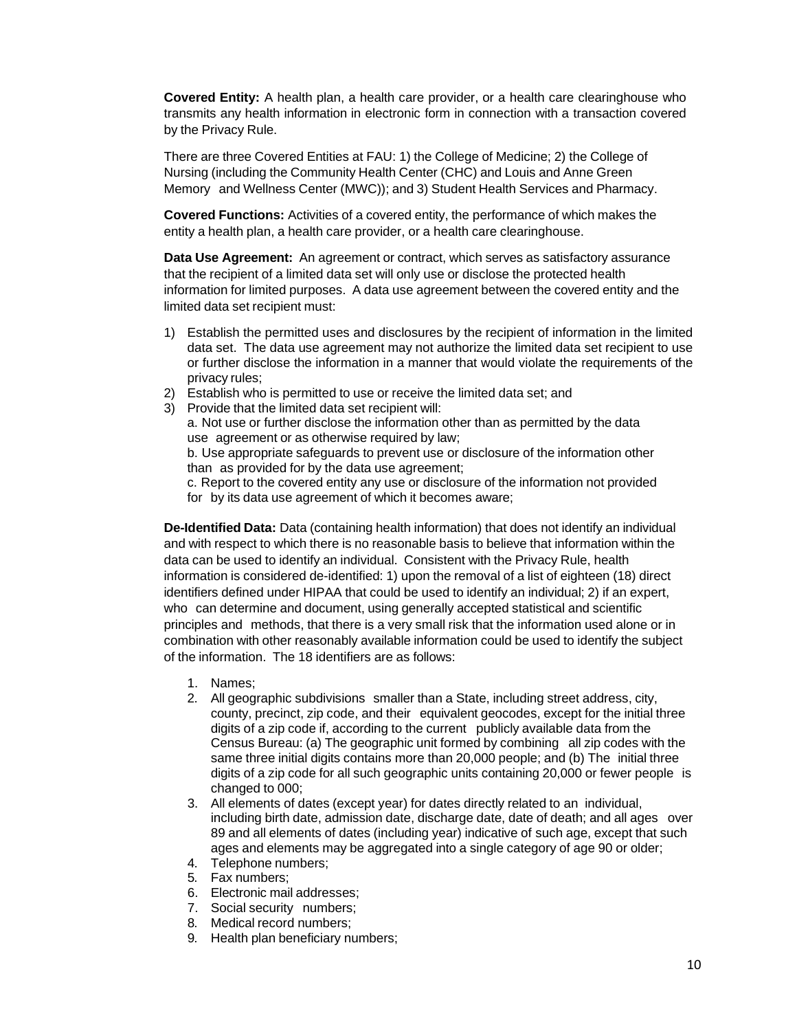**Covered Entity:** A health plan, a health care provider, or a health care clearinghouse who transmits any health information in electronic form in connection with a transaction covered by the Privacy Rule.

There are three Covered Entities at FAU: 1) the College of Medicine; 2) the College of Nursing (including the Community Health Center (CHC) and Louis and Anne Green Memory and Wellness Center (MWC)); and 3) Student Health Services and Pharmacy.

**Covered Functions:** Activities of a covered entity, the performance of which makes the entity a health plan, a health care provider, or a health care clearinghouse.

**Data Use Agreement:** An agreement or contract, which serves as satisfactory assurance that the recipient of a limited data set will only use or disclose the protected health information for limited purposes. A data use agreement between the covered entity and the limited data set recipient must:

1) Establish the permitted uses and disclosures by the recipient of information in the limited data set. The data use agreement may not authorize the limited data set recipient to use or further disclose the information in a manner that would violate the requirements of the privacy rules;
2) Establish who is permitted to use or receive the limited data set; and
3) Provide that the limited data set recipient will:
   a. Not use or further disclose the information other than as permitted by the data use agreement or as otherwise required by law;
   b. Use appropriate safeguards to prevent use or disclosure of the information other than as provided for by the data use agreement;
   c. Report to the covered entity any use or disclosure of the information not provided for by its data use agreement of which it becomes aware;

**De-Identified Data:** Data (containing health information) that does not identify an individual and with respect to which there is no reasonable basis to believe that information within the data can be used to identify an individual. Consistent with the Privacy Rule, health information is considered de-identified: 1) upon the removal of a list of eighteen (18) direct identifiers defined under HIPAA that could be used to identify an individual; 2) if an expert, who can determine and document, using generally accepted statistical and scientific principles and methods, that there is a very small risk that the information used alone or in combination with other reasonably available information could be used to identify the subject of the information. The 18 identifiers are as follows:

1. Names;
2. All geographic subdivisions smaller than a State, including street address, city, county, precinct, zip code, and their equivalent geocodes, except for the initial three digits of a zip code if, according to the current publicly available data from the Census Bureau: (a) The geographic unit formed by combining all zip codes with the same three initial digits contains more than 20,000 people; and (b) The initial three digits of a zip code for all such geographic units containing 20,000 or fewer people is changed to 000;
3. All elements of dates (except year) for dates directly related to an individual, including birth date, admission date, discharge date, date of death; and all ages over 89 and all elements of dates (including year) indicative of such age, except that such ages and elements may be aggregated into a single category of age 90 or older;
4. Telephone numbers;
5. Fax numbers;
6. Electronic mail addresses;
7. Social security numbers;
8. Medical record numbers;
9. Health plan beneficiary numbers;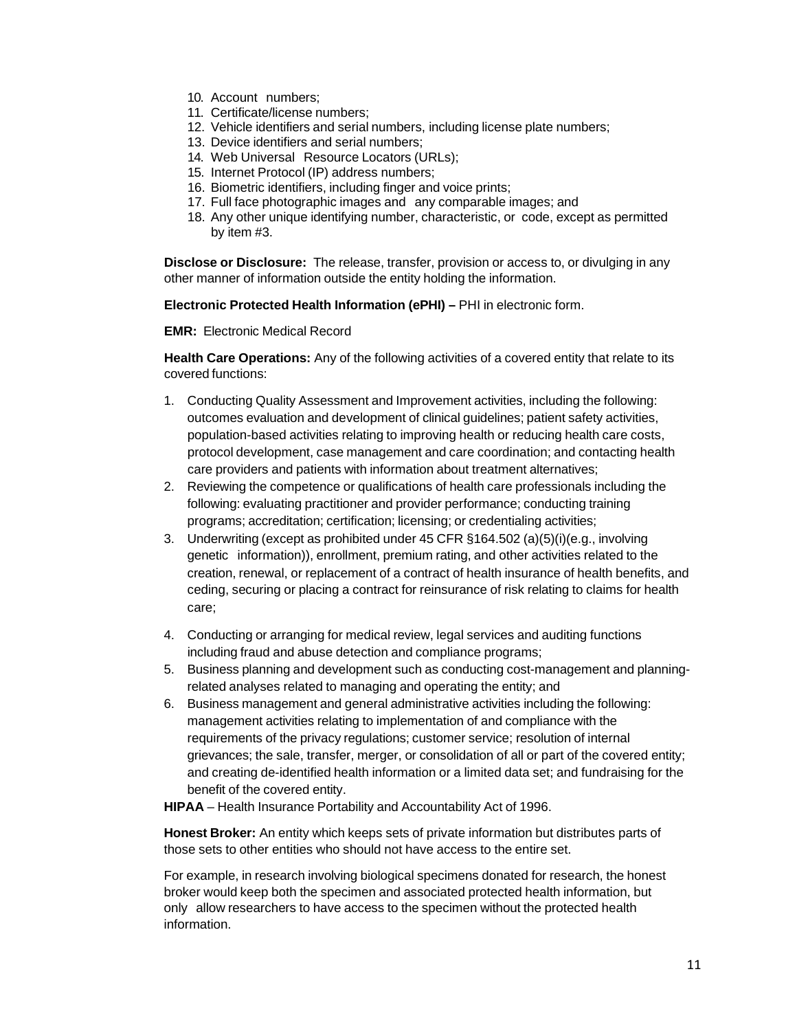10. Account numbers;
11. Certificate/license numbers;
12. Vehicle identifiers and serial numbers, including license plate numbers;
13. Device identifiers and serial numbers;
14. Web Universal Resource Locators (URLs);
15. Internet Protocol (IP) address numbers;
16. Biometric identifiers, including finger and voice prints;
17. Full face photographic images and any comparable images; and
18. Any other unique identifying number, characteristic, or code, except as permitted by item #3.

**Disclose or Disclosure:** The release, transfer, provision or access to, or divulging in any other manner of information outside the entity holding the information.

**Electronic Protected Health Information (ePHI) –** PHI in electronic form.

**EMR:** Electronic Medical Record

**Health Care Operations:** Any of the following activities of a covered entity that relate to its covered functions:

1. Conducting Quality Assessment and Improvement activities, including the following: outcomes evaluation and development of clinical guidelines; patient safety activities, population-based activities relating to improving health or reducing health care costs, protocol development, case management and care coordination; and contacting health care providers and patients with information about treatment alternatives;
2. Reviewing the competence or qualifications of health care professionals including the following: evaluating practitioner and provider performance; conducting training programs; accreditation; certification; licensing; or credentialing activities;
3. Underwriting (except as prohibited under 45 CFR §164.502 (a)(5)(i)(e.g., involving genetic information)), enrollment, premium rating, and other activities related to the creation, renewal, or replacement of a contract of health insurance of health benefits, and ceding, securing or placing a contract for reinsurance of risk relating to claims for health care;
4. Conducting or arranging for medical review, legal services and auditing functions including fraud and abuse detection and compliance programs;
5. Business planning and development such as conducting cost-management and planning-related analyses related to managing and operating the entity; and
6. Business management and general administrative activities including the following: management activities relating to implementation of and compliance with the requirements of the privacy regulations; customer service; resolution of internal grievances; the sale, transfer, merger, or consolidation of all or part of the covered entity; and creating de-identified health information or a limited data set; and fundraising for the benefit of the covered entity.

**HIPAA** – Health Insurance Portability and Accountability Act of 1996.

**Honest Broker:** An entity which keeps sets of private information but distributes parts of those sets to other entities who should not have access to the entire set.

For example, in research involving biological specimens donated for research, the honest broker would keep both the specimen and associated protected health information, but only allow researchers to have access to the specimen without the protected health information.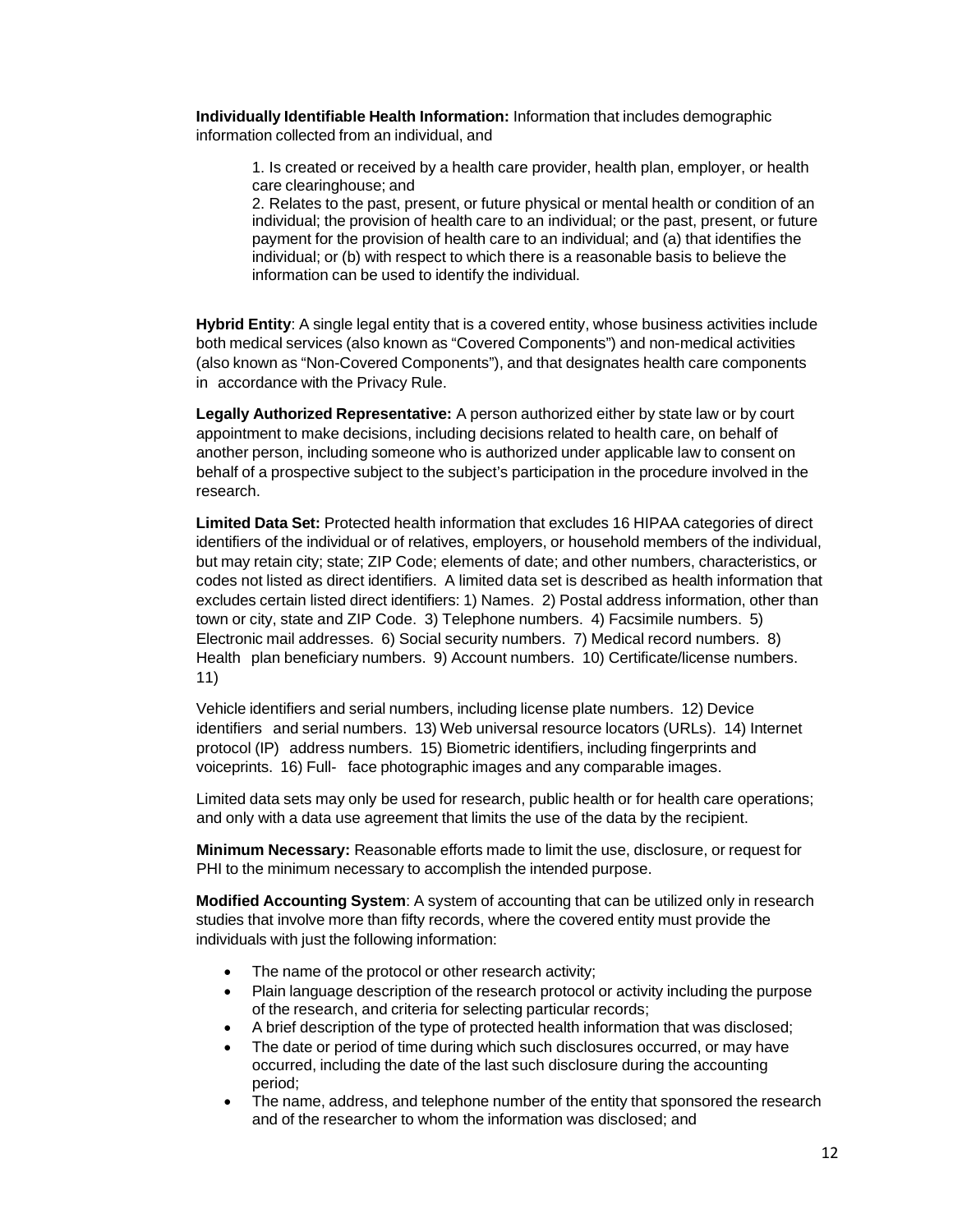**Individually Identifiable Health Information:** Information that includes demographic information collected from an individual, and

> 1. Is created or received by a health care provider, health plan, employer, or health care clearinghouse; and
> 2. Relates to the past, present, or future physical or mental health or condition of an individual; the provision of health care to an individual; or the past, present, or future payment for the provision of health care to an individual; and (a) that identifies the individual; or (b) with respect to which there is a reasonable basis to believe the information can be used to identify the individual.

**Hybrid Entity**: A single legal entity that is a covered entity, whose business activities include both medical services (also known as "Covered Components") and non-medical activities (also known as "Non-Covered Components"), and that designates health care components in accordance with the Privacy Rule.

**Legally Authorized Representative:** A person authorized either by state law or by court appointment to make decisions, including decisions related to health care, on behalf of another person, including someone who is authorized under applicable law to consent on behalf of a prospective subject to the subject's participation in the procedure involved in the research.

**Limited Data Set:** Protected health information that excludes 16 HIPAA categories of direct identifiers of the individual or of relatives, employers, or household members of the individual, but may retain city; state; ZIP Code; elements of date; and other numbers, characteristics, or codes not listed as direct identifiers. A limited data set is described as health information that excludes certain listed direct identifiers: 1) Names. 2) Postal address information, other than town or city, state and ZIP Code. 3) Telephone numbers. 4) Facsimile numbers. 5) Electronic mail addresses. 6) Social security numbers. 7) Medical record numbers. 8) Health plan beneficiary numbers. 9) Account numbers. 10) Certificate/license numbers. 11)

Vehicle identifiers and serial numbers, including license plate numbers. 12) Device identifiers and serial numbers. 13) Web universal resource locators (URLs). 14) Internet protocol (IP) address numbers. 15) Biometric identifiers, including fingerprints and voiceprints. 16) Full- face photographic images and any comparable images.

Limited data sets may only be used for research, public health or for health care operations; and only with a data use agreement that limits the use of the data by the recipient.

**Minimum Necessary:** Reasonable efforts made to limit the use, disclosure, or request for PHI to the minimum necessary to accomplish the intended purpose.

**Modified Accounting System**: A system of accounting that can be utilized only in research studies that involve more than fifty records, where the covered entity must provide the individuals with just the following information:

- The name of the protocol or other research activity;
- Plain language description of the research protocol or activity including the purpose of the research, and criteria for selecting particular records;
- A brief description of the type of protected health information that was disclosed;
- The date or period of time during which such disclosures occurred, or may have occurred, including the date of the last such disclosure during the accounting period;
- The name, address, and telephone number of the entity that sponsored the research and of the researcher to whom the information was disclosed; and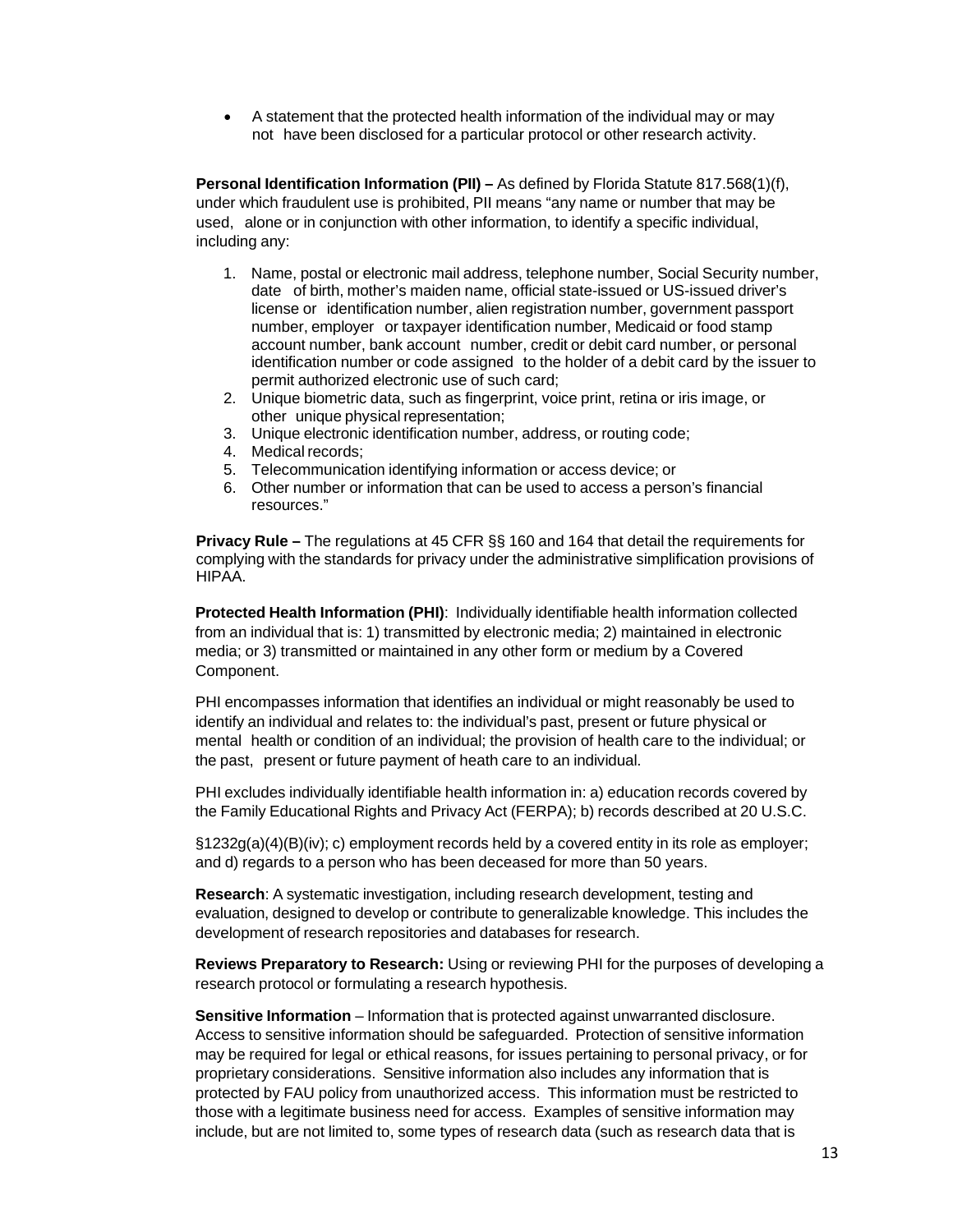- A statement that the protected health information of the individual may or may not have been disclosed for a particular protocol or other research activity.

**Personal Identification Information (PII) –** As defined by Florida Statute 817.568(1)(f), under which fraudulent use is prohibited, PII means "any name or number that may be used, alone or in conjunction with other information, to identify a specific individual, including any:

1. Name, postal or electronic mail address, telephone number, Social Security number, date of birth, mother's maiden name, official state-issued or US-issued driver's license or identification number, alien registration number, government passport number, employer or taxpayer identification number, Medicaid or food stamp account number, bank account number, credit or debit card number, or personal identification number or code assigned to the holder of a debit card by the issuer to permit authorized electronic use of such card;
2. Unique biometric data, such as fingerprint, voice print, retina or iris image, or other unique physical representation;
3. Unique electronic identification number, address, or routing code;
4. Medical records;
5. Telecommunication identifying information or access device; or
6. Other number or information that can be used to access a person's financial resources."

**Privacy Rule –** The regulations at 45 CFR §§ 160 and 164 that detail the requirements for complying with the standards for privacy under the administrative simplification provisions of HIPAA.

**Protected Health Information (PHI)**: Individually identifiable health information collected from an individual that is: 1) transmitted by electronic media; 2) maintained in electronic media; or 3) transmitted or maintained in any other form or medium by a Covered Component.

PHI encompasses information that identifies an individual or might reasonably be used to identify an individual and relates to: the individual's past, present or future physical or mental health or condition of an individual; the provision of health care to the individual; or the past, present or future payment of heath care to an individual.

PHI excludes individually identifiable health information in: a) education records covered by the Family Educational Rights and Privacy Act (FERPA); b) records described at 20 U.S.C.

§1232g(a)(4)(B)(iv); c) employment records held by a covered entity in its role as employer; and d) regards to a person who has been deceased for more than 50 years.

**Research**: A systematic investigation, including research development, testing and evaluation, designed to develop or contribute to generalizable knowledge. This includes the development of research repositories and databases for research.

**Reviews Preparatory to Research:** Using or reviewing PHI for the purposes of developing a research protocol or formulating a research hypothesis.

**Sensitive Information** – Information that is protected against unwarranted disclosure. Access to sensitive information should be safeguarded. Protection of sensitive information may be required for legal or ethical reasons, for issues pertaining to personal privacy, or for proprietary considerations. Sensitive information also includes any information that is protected by FAU policy from unauthorized access. This information must be restricted to those with a legitimate business need for access. Examples of sensitive information may include, but are not limited to, some types of research data (such as research data that is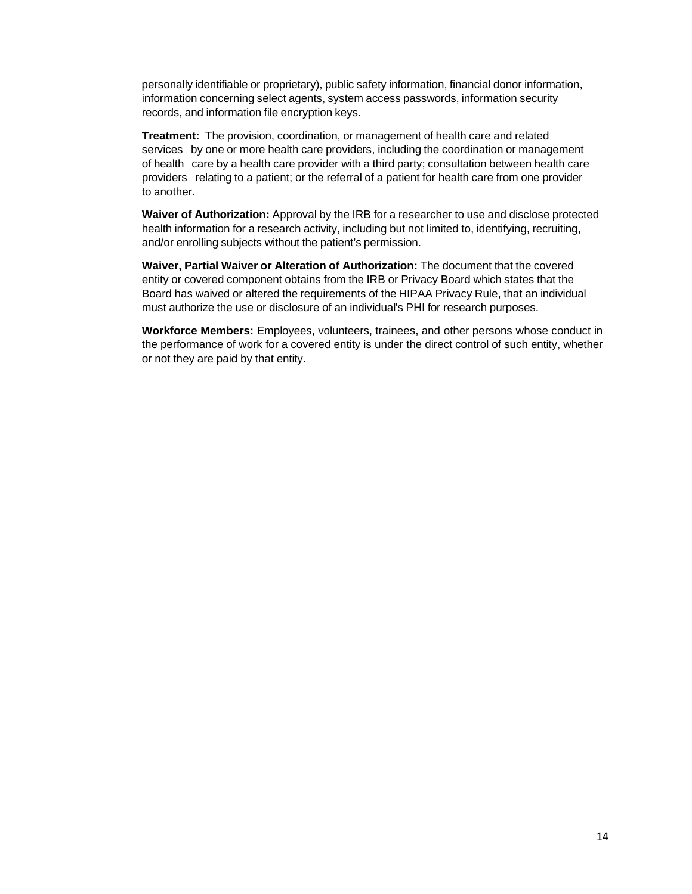personally identifiable or proprietary), public safety information, financial donor information, information concerning select agents, system access passwords, information security records, and information file encryption keys.

**Treatment:** The provision, coordination, or management of health care and related services by one or more health care providers, including the coordination or management of health care by a health care provider with a third party; consultation between health care providers relating to a patient; or the referral of a patient for health care from one provider to another.

**Waiver of Authorization:** Approval by the IRB for a researcher to use and disclose protected health information for a research activity, including but not limited to, identifying, recruiting, and/or enrolling subjects without the patient's permission.

**Waiver, Partial Waiver or Alteration of Authorization:** The document that the covered entity or covered component obtains from the IRB or Privacy Board which states that the Board has waived or altered the requirements of the HIPAA Privacy Rule, that an individual must authorize the use or disclosure of an individual's PHI for research purposes.

**Workforce Members:** Employees, volunteers, trainees, and other persons whose conduct in the performance of work for a covered entity is under the direct control of such entity, whether or not they are paid by that entity.